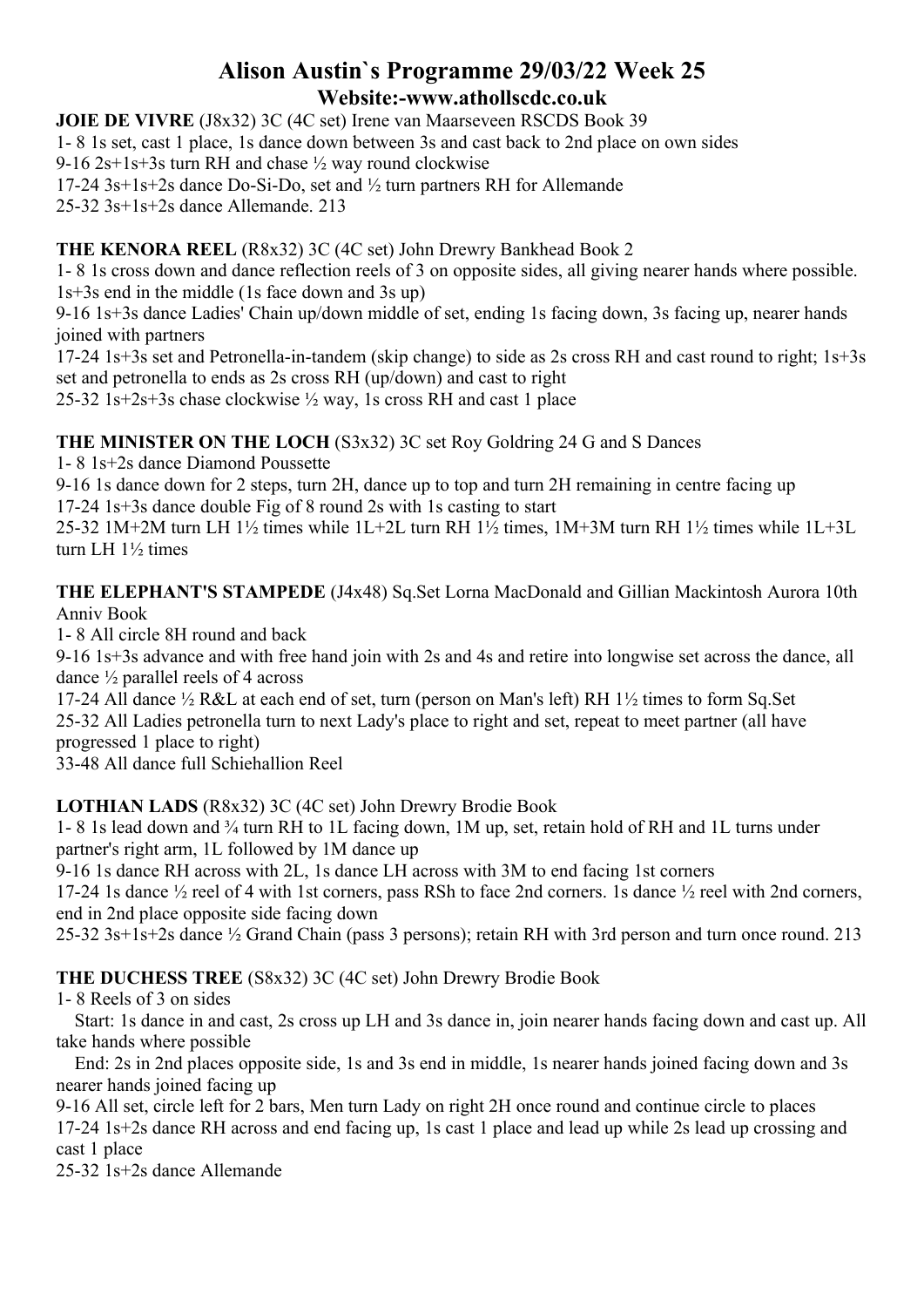# Alison Austin`s Programme 29/03/22 Week 25

## Website:-www.athollscdc.co.uk

**JOIE DE VIVRE** (J8x32) 3C (4C set) Irene van Maarseveen RSCDS Book 39

1- 8 1s set, cast 1 place, 1s dance down between 3s and cast back to 2nd place on own sides

9-16 2s+1s+3s turn RH and chase ½ way round clockwise

17-24 3s+1s+2s dance Do-Si-Do, set and ½ turn partners RH for Allemande

25-32 3s+1s+2s dance Allemande. 213

**THE KENORA REEL** (R8x32) 3C (4C set) John Drewry Bankhead Book 2

1- 8 1s cross down and dance reflection reels of 3 on opposite sides, all giving nearer hands where possible. 1s+3s end in the middle (1s face down and 3s up)

9-16 1s+3s dance Ladies' Chain up/down middle of set, ending 1s facing down, 3s facing up, nearer hands joined with partners

17-24 1s+3s set and Petronella-in-tandem (skip change) to side as 2s cross RH and cast round to right; 1s+3s set and petronella to ends as 2s cross RH (up/down) and cast to right

25-32 1s+2s+3s chase clockwise ½ way, 1s cross RH and cast 1 place

**THE MINISTER ON THE LOCH** (S3x32) 3C set Roy Goldring 24 G and S Dances

1- 8 1s+2s dance Diamond Poussette

9-16 1s dance down for 2 steps, turn 2H, dance up to top and turn 2H remaining in centre facing up

17-24 1s+3s dance double Fig of 8 round 2s with 1s casting to start

25-32 1M+2M turn LH 1½ times while 1L+2L turn RH 1½ times, 1M+3M turn RH 1½ times while 1L+3L turn LH 1½ times

**THE ELEPHANT'S STAMPEDE** (J4x48) Sq.Set Lorna MacDonald and Gillian Mackintosh Aurora 10th Anniv Book

1- 8 All circle 8H round and back

9-16 1s+3s advance and with free hand join with 2s and 4s and retire into longwise set across the dance, all dance ½ parallel reels of 4 across

17-24 All dance ½ R&L at each end of set, turn (person on Man's left) RH 1½ times to form Sq.Set

25-32 All Ladies petronella turn to next Lady's place to right and set, repeat to meet partner (all have progressed 1 place to right)

33-48 All dance full Schiehallion Reel

**LOTHIAN LADS** (R8x32) 3C (4C set) John Drewry Brodie Book

1- 8 1s lead down and ¾ turn RH to 1L facing down, 1M up, set, retain hold of RH and 1L turns under partner's right arm, 1L followed by 1M dance up

9-16 1s dance RH across with 2L, 1s dance LH across with 3M to end facing 1st corners

17-24 1s dance ½ reel of 4 with 1st corners, pass RSh to face 2nd corners. 1s dance ½ reel with 2nd corners, end in 2nd place opposite side facing down

25-32 3s+1s+2s dance ½ Grand Chain (pass 3 persons); retain RH with 3rd person and turn once round. 213

**THE DUCHESS TREE** (S8x32) 3C (4C set) John Drewry Brodie Book

1- 8 Reels of 3 on sides

Start: 1s dance in and cast, 2s cross up LH and 3s dance in, join nearer hands facing down and cast up. All take hands where possible

End: 2s in 2nd places opposite side, 1s and 3s end in middle, 1s nearer hands joined facing down and 3s nearer hands joined facing up

9-16 All set, circle left for 2 bars, Men turn Lady on right 2H once round and continue circle to places

17-24 1s+2s dance RH across and end facing up, 1s cast 1 place and lead up while 2s lead up crossing and cast 1 place

25-32 1s+2s dance Allemande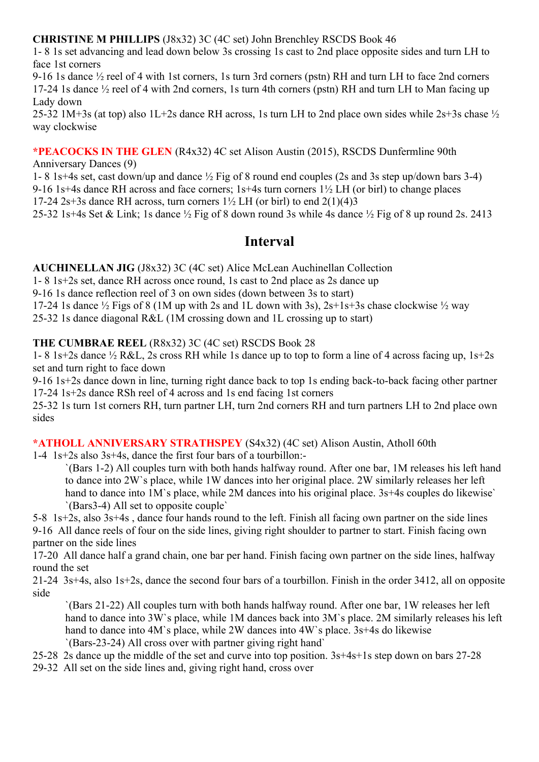**CHRISTINE M PHILLIPS** (J8x32) 3C (4C set) John Brenchley RSCDS Book 46

1- 8 1s set advancing and lead down below 3s crossing 1s cast to 2nd place opposite sides and turn LH to face 1st corners

9-16 1s dance ½ reel of 4 with 1st corners, 1s turn 3rd corners (pstn) RH and turn LH to face 2nd corners

17-24 1s dance ½ reel of 4 with 2nd corners, 1s turn 4th corners (pstn) RH and turn LH to Man facing up Lady down

25-32 1M+3s (at top) also 1L+2s dance RH across, 1s turn LH to 2nd place own sides while 2s+3s chase ½ way clockwise

**\*PEACOCKS IN THE GLEN** (R4x32) 4C set Alison Austin (2015), RSCDS Dunfermline 90th Anniversary Dances (9)

1- 8 1s+4s set, cast down/up and dance ½ Fig of 8 round end couples (2s and 3s step up/down bars 3-4)

9-16 1s+4s dance RH across and face corners; 1s+4s turn corners 1½ LH (or birl) to change places

17-24 2s+3s dance RH across, turn corners 1½ LH (or birl) to end 2(1)(4)3

25-32 1s+4s Set & Link; 1s dance ½ Fig of 8 down round 3s while 4s dance ½ Fig of 8 up round 2s. 2413

## Interval

**AUCHINELLAN JIG** (J8x32) 3C (4C set) Alice McLean Auchinellan Collection

1- 8 1s+2s set, dance RH across once round, 1s cast to 2nd place as 2s dance up

9-16 1s dance reflection reel of 3 on own sides (down between 3s to start)

17-24 1s dance ½ Figs of 8 (1M up with 2s and 1L down with 3s), 2s+1s+3s chase clockwise ½ way

25-32 1s dance diagonal R&L (1M crossing down and 1L crossing up to start)

**THE CUMBRAE REEL** (R8x32) 3C (4C set) RSCDS Book 28

1- 8 1s+2s dance ½ R&L, 2s cross RH while 1s dance up to top to form a line of 4 across facing up, 1s+2s set and turn right to face down

9-16 1s+2s dance down in line, turning right dance back to top 1s ending back-to-back facing other partner

17-24 1s+2s dance RSh reel of 4 across and 1s end facing 1st corners

25-32 1s turn 1st corners RH, turn partner LH, turn 2nd corners RH and turn partners LH to 2nd place own sides

**\*ATHOLL ANNIVERSARY STRATHSPEY** (S4x32) (4C set) Alison Austin, Atholl 60th

1-4 1s+2s also 3s+4s, dance the first four bars of a tourbillon:-

> `(Bars 1-2) All couples turn with both hands halfway round. After one bar, 1M releases his left hand to dance into 2W`s place, while 1W dances into her original place. 2W similarly releases her left hand to dance into 1M`s place, while 2M dances into his original place. 3s+4s couples do likewise`
>
> `(Bars3-4) All set to opposite couple`

5-8 1s+2s, also 3s+4s , dance four hands round to the left. Finish all facing own partner on the side lines

9-16 All dance reels of four on the side lines, giving right shoulder to partner to start. Finish facing own partner on the side lines

17-20 All dance half a grand chain, one bar per hand. Finish facing own partner on the side lines, halfway round the set

21-24 3s+4s, also 1s+2s, dance the second four bars of a tourbillon. Finish in the order 3412, all on opposite side

> `(Bars 21-22) All couples turn with both hands halfway round. After one bar, 1W releases her left hand to dance into 3W`s place, while 1M dances back into 3M`s place. 2M similarly releases his left hand to dance into 4M`s place, while 2W dances into 4W`s place. 3s+4s do likewise
>
> `(Bars-23-24) All cross over with partner giving right hand`

25-28 2s dance up the middle of the set and curve into top position. 3s+4s+1s step down on bars 27-28

29-32 All set on the side lines and, giving right hand, cross over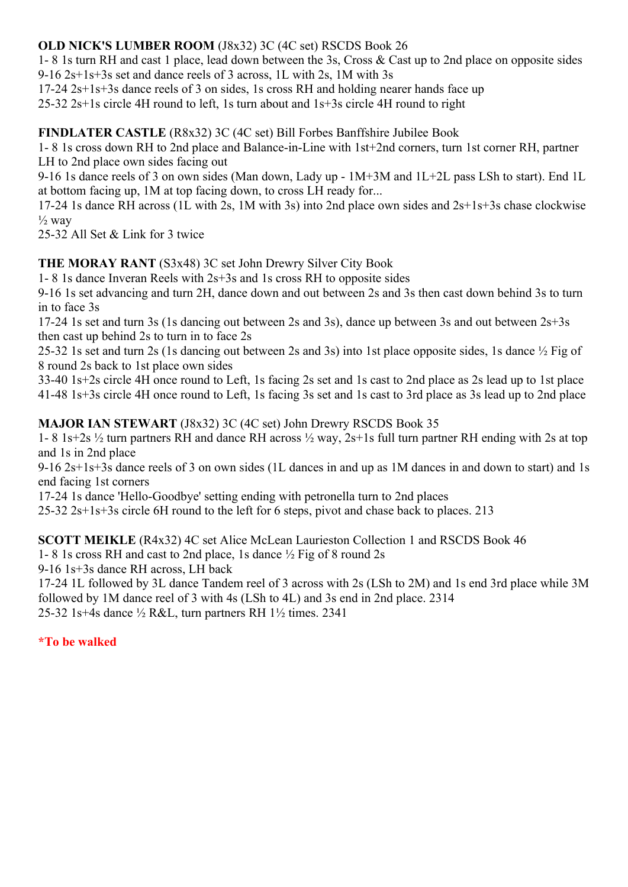**OLD NICK'S LUMBER ROOM** (J8x32) 3C (4C set) RSCDS Book 26

1- 8 1s turn RH and cast 1 place, lead down between the 3s, Cross & Cast up to 2nd place on opposite sides
9-16 2s+1s+3s set and dance reels of 3 across, 1L with 2s, 1M with 3s
17-24 2s+1s+3s dance reels of 3 on sides, 1s cross RH and holding nearer hands face up
25-32 2s+1s circle 4H round to left, 1s turn about and 1s+3s circle 4H round to right

**FINDLATER CASTLE** (R8x32) 3C (4C set) Bill Forbes Banffshire Jubilee Book

1- 8 1s cross down RH to 2nd place and Balance-in-Line with 1st+2nd corners, turn 1st corner RH, partner LH to 2nd place own sides facing out
9-16 1s dance reels of 3 on own sides (Man down, Lady up - 1M+3M and 1L+2L pass LSh to start). End 1L at bottom facing up, 1M at top facing down, to cross LH ready for...
17-24 1s dance RH across (1L with 2s, 1M with 3s) into 2nd place own sides and 2s+1s+3s chase clockwise ½ way
25-32 All Set & Link for 3 twice

**THE MORAY RANT** (S3x48) 3C set John Drewry Silver City Book

1- 8 1s dance Inveran Reels with 2s+3s and 1s cross RH to opposite sides
9-16 1s set advancing and turn 2H, dance down and out between 2s and 3s then cast down behind 3s to turn in to face 3s
17-24 1s set and turn 3s (1s dancing out between 2s and 3s), dance up between 3s and out between 2s+3s then cast up behind 2s to turn in to face 2s
25-32 1s set and turn 2s (1s dancing out between 2s and 3s) into 1st place opposite sides, 1s dance ½ Fig of 8 round 2s back to 1st place own sides
33-40 1s+2s circle 4H once round to Left, 1s facing 2s set and 1s cast to 2nd place as 2s lead up to 1st place
41-48 1s+3s circle 4H once round to Left, 1s facing 3s set and 1s cast to 3rd place as 3s lead up to 2nd place

**MAJOR IAN STEWART** (J8x32) 3C (4C set) John Drewry RSCDS Book 35

1- 8 1s+2s ½ turn partners RH and dance RH across ½ way, 2s+1s full turn partner RH ending with 2s at top and 1s in 2nd place
9-16 2s+1s+3s dance reels of 3 on own sides (1L dances in and up as 1M dances in and down to start) and 1s end facing 1st corners
17-24 1s dance 'Hello-Goodbye' setting ending with petronella turn to 2nd places
25-32 2s+1s+3s circle 6H round to the left for 6 steps, pivot and chase back to places. 213

**SCOTT MEIKLE** (R4x32) 4C set Alice McLean Laurieston Collection 1 and RSCDS Book 46

1- 8 1s cross RH and cast to 2nd place, 1s dance ½ Fig of 8 round 2s
9-16 1s+3s dance RH across, LH back
17-24 1L followed by 3L dance Tandem reel of 3 across with 2s (LSh to 2M) and 1s end 3rd place while 3M followed by 1M dance reel of 3 with 4s (LSh to 4L) and 3s end in 2nd place. 2314
25-32 1s+4s dance ½ R&L, turn partners RH 1½ times. 2341

**\*To be walked**